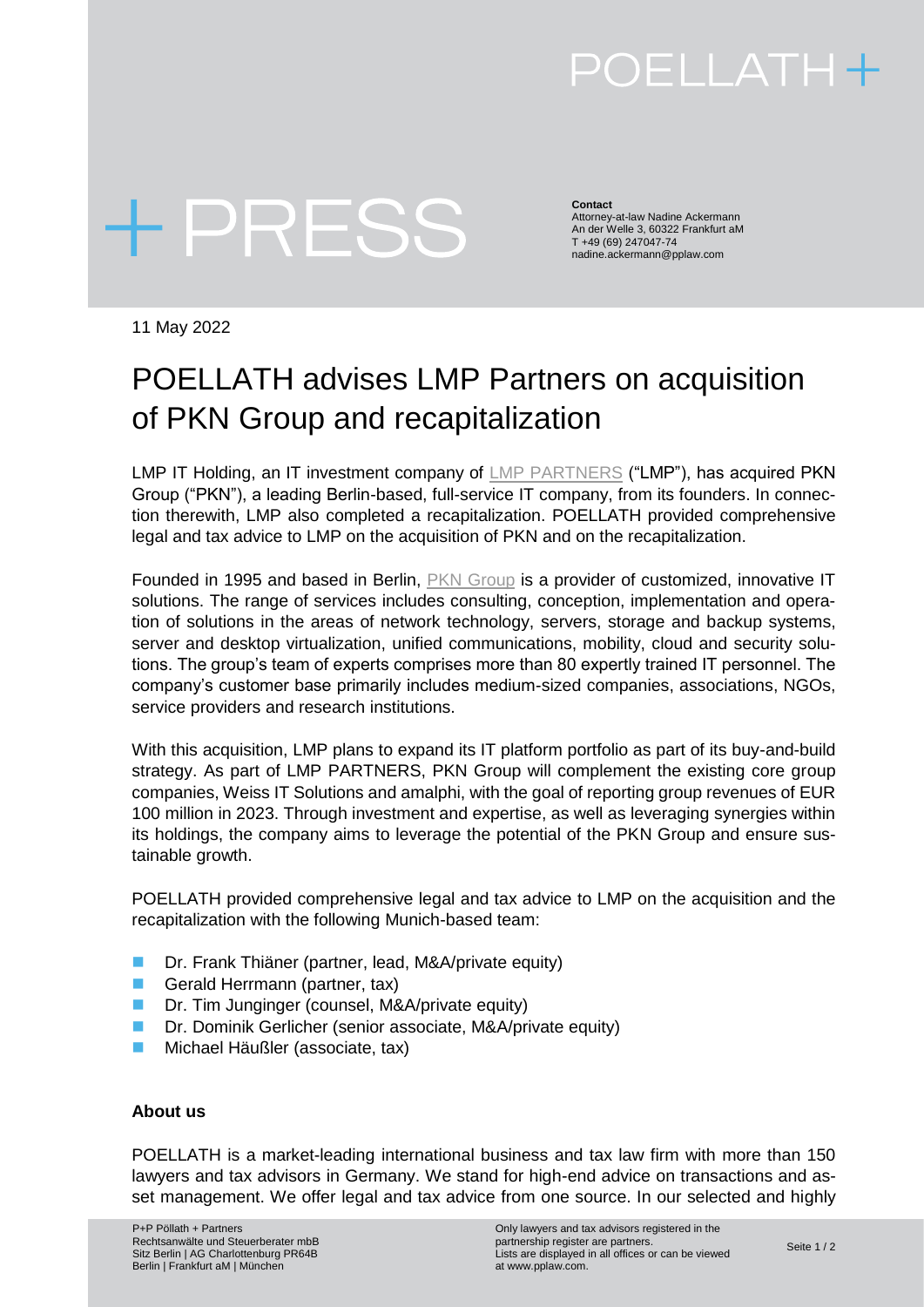POELLATH+

+PRESS

**Contact**
Attorney-at-law Nadine Ackermann
An der Welle 3, 60322 Frankfurt aM
T +49 (69) 247047-74
nadine.ackermann@pplaw.com

11 May 2022

# POELLATH advises LMP Partners on acquisition of PKN Group and recapitalization

LMP IT Holding, an IT investment company of LMP PARTNERS ("LMP"), has acquired PKN Group ("PKN"), a leading Berlin-based, full-service IT company, from its founders. In connection therewith, LMP also completed a recapitalization. POELLATH provided comprehensive legal and tax advice to LMP on the acquisition of PKN and on the recapitalization.

Founded in 1995 and based in Berlin, PKN Group is a provider of customized, innovative IT solutions. The range of services includes consulting, conception, implementation and operation of solutions in the areas of network technology, servers, storage and backup systems, server and desktop virtualization, unified communications, mobility, cloud and security solutions. The group's team of experts comprises more than 80 expertly trained IT personnel. The company's customer base primarily includes medium-sized companies, associations, NGOs, service providers and research institutions.

With this acquisition, LMP plans to expand its IT platform portfolio as part of its buy-and-build strategy. As part of LMP PARTNERS, PKN Group will complement the existing core group companies, Weiss IT Solutions and amalphi, with the goal of reporting group revenues of EUR 100 million in 2023. Through investment and expertise, as well as leveraging synergies within its holdings, the company aims to leverage the potential of the PKN Group and ensure sustainable growth.

POELLATH provided comprehensive legal and tax advice to LMP on the acquisition and the recapitalization with the following Munich-based team:

- Dr. Frank Thiäner (partner, lead, M&A/private equity)
- Gerald Herrmann (partner, tax)
- Dr. Tim Junginger (counsel, M&A/private equity)
- Dr. Dominik Gerlicher (senior associate, M&A/private equity)
- Michael Häußler (associate, tax)

**About us**

POELLATH is a market-leading international business and tax law firm with more than 150 lawyers and tax advisors in Germany. We stand for high-end advice on transactions and asset management. We offer legal and tax advice from one source. In our selected and highly

P+P Pöllath + Partners
Rechtsanwälte und Steuerberater mbB
Sitz Berlin | AG Charlottenburg PR64B
Berlin | Frankfurt aM | München

Only lawyers and tax advisors registered in the partnership register are partners.
Lists are displayed in all offices or can be viewed at www.pplaw.com.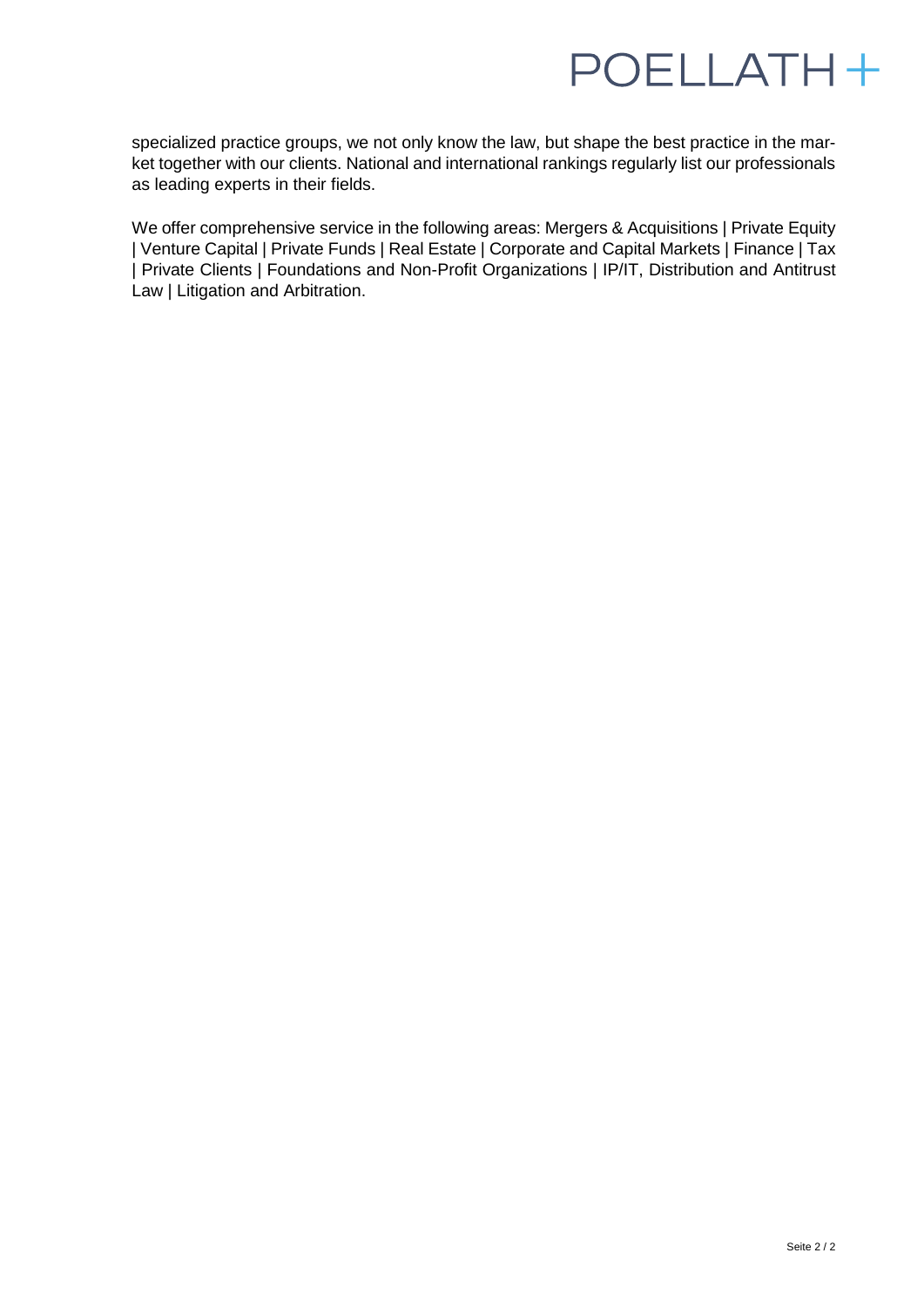specialized practice groups, we not only know the law, but shape the best practice in the market together with our clients. National and international rankings regularly list our professionals as leading experts in their fields.

We offer comprehensive service in the following areas: Mergers & Acquisitions | Private Equity | Venture Capital | Private Funds | Real Estate | Corporate and Capital Markets | Finance | Tax | Private Clients | Foundations and Non-Profit Organizations | IP/IT, Distribution and Antitrust Law | Litigation and Arbitration.